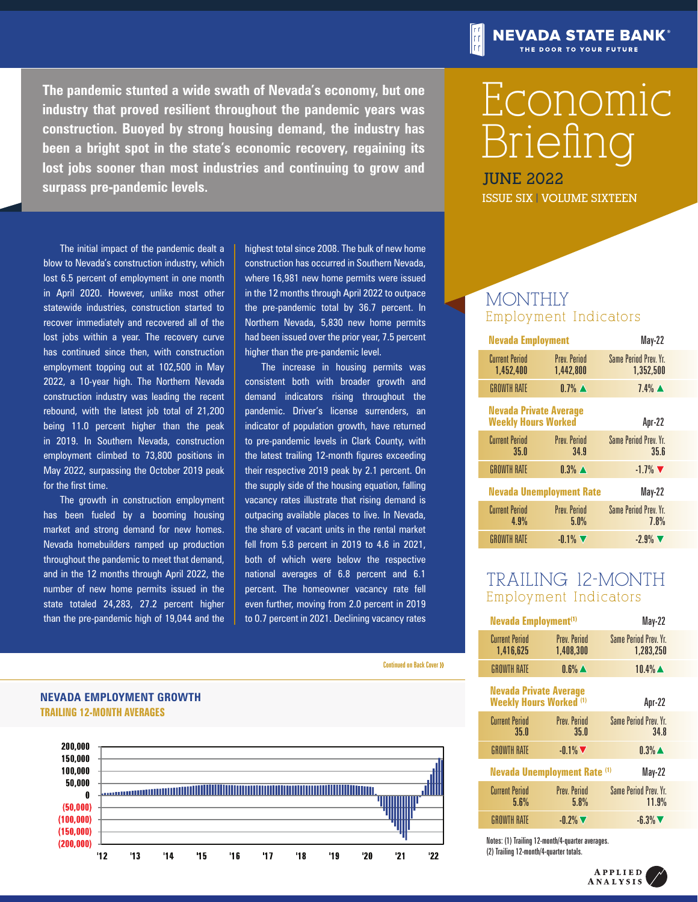NEVADA STATE BANK
THE DOOR TO YOUR FUTURE

# Economic Briefing

**JUNE 2022**

ISSUE SIX | VOLUME SIXTEEN

**The pandemic stunted a wide swath of Nevada's economy, but one industry that proved resilient throughout the pandemic years was construction. Buoyed by strong housing demand, the industry has been a bright spot in the state's economic recovery, regaining its lost jobs sooner than most industries and continuing to grow and surpass pre-pandemic levels.**

The initial impact of the pandemic dealt a blow to Nevada's construction industry, which lost 6.5 percent of employment in one month in April 2020. However, unlike most other statewide industries, construction started to recover immediately and recovered all of the lost jobs within a year. The recovery curve has continued since then, with construction employment topping out at 102,500 in May 2022, a 10-year high. The Northern Nevada construction industry was leading the recent rebound, with the latest job total of 21,200 being 11.0 percent higher than the peak in 2019. In Southern Nevada, construction employment climbed to 73,800 positions in May 2022, surpassing the October 2019 peak for the first time.

The growth in construction employment has been fueled by a booming housing market and strong demand for new homes. Nevada homebuilders ramped up production throughout the pandemic to meet that demand, and in the 12 months through April 2022, the number of new home permits issued in the state totaled 24,283, 27.2 percent higher than the pre-pandemic high of 19,044 and the highest total since 2008. The bulk of new home construction has occurred in Southern Nevada, where 16,981 new home permits were issued in the 12 months through April 2022 to outpace the pre-pandemic total by 36.7 percent. In Northern Nevada, 5,830 new home permits had been issued over the prior year, 7.5 percent higher than the pre-pandemic level.

The increase in housing permits was consistent both with broader growth and demand indicators rising throughout the pandemic. Driver's license surrenders, an indicator of population growth, have returned to pre-pandemic levels in Clark County, with the latest trailing 12-month figures exceeding their respective 2019 peak by 2.1 percent. On the supply side of the housing equation, falling vacancy rates illustrate that rising demand is outpacing available places to live. In Nevada, the share of vacant units in the rental market fell from 5.8 percent in 2019 to 4.6 in 2021, both of which were below the respective national averages of 6.8 percent and 6.1 percent. The homeowner vacancy rate fell even further, moving from 2.0 percent in 2019 to 0.7 percent in 2021. Declining vacancy rates

Continued on Back Cover »

## NEVADA EMPLOYMENT GROWTH
### TRAILING 12-MONTH AVERAGES

## MONTHLY Employment Indicators

| Nevada Employment | | May-22 |
|---|---|---|
| Current Period 1,452,400 | Prev. Period 1,442,800 | Same Period Prev. Yr. 1,352,500 |
| GROWTH RATE | 0.7% ▲ | 7.4% ▲ |

| Nevada Private Average Weekly Hours Worked | | Apr-22 |
|---|---|---|
| Current Period 35.0 | Prev. Period 34.9 | Same Period Prev. Yr. 35.6 |
| GROWTH RATE | 0.3% ▲ | -1.7% ▼ |

| Nevada Unemployment Rate | | May-22 |
|---|---|---|
| Current Period 4.9% | Prev. Period 5.0% | Same Period Prev. Yr. 7.8% |
| GROWTH RATE | -0.1% ▼ | -2.9% ▼ |

## TRAILING 12-MONTH Employment Indicators

| Nevada Employment (1) | | May-22 |
|---|---|---|
| Current Period 1,416,625 | Prev. Period 1,408,300 | Same Period Prev. Yr. 1,283,250 |
| GROWTH RATE | 0.6% ▲ | 10.4% ▲ |

| Nevada Private Average Weekly Hours Worked (1) | | Apr-22 |
|---|---|---|
| Current Period 35.0 | Prev. Period 35.0 | Same Period Prev. Yr. 34.8 |
| GROWTH RATE | -0.1% ▼ | 0.3% ▲ |

| Nevada Unemployment Rate (1) | | May-22 |
|---|---|---|
| Current Period 5.6% | Prev. Period 5.8% | Same Period Prev. Yr. 11.9% |
| GROWTH RATE | -0.2% ▼ | -6.3% ▼ |

Notes: (1) Trailing 12-month/4-quarter averages.
(2) Trailing 12-month/4-quarter totals.

APPLIED ANALYSIS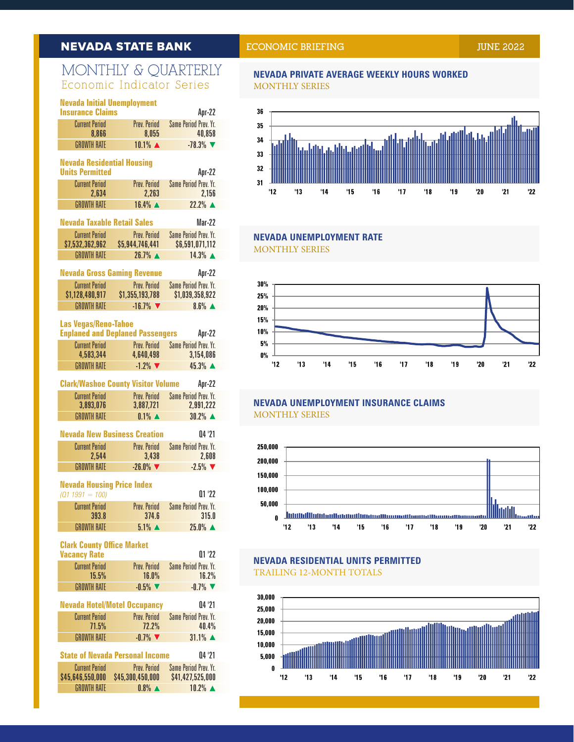## NEVADA STATE BANK — ECONOMIC BRIEFING — JUNE 2022

# MONTHLY & QUARTERLY
Economic Indicator Series

### Nevada Initial Unemployment Insurance Claims — Apr-22

| Current Period | Prev. Period | Same Period Prev. Yr. |
|---|---|---|
| 8,866 | 8,055 | 40,858 |
| GROWTH RATE | 10.1% ▲ | -78.3% ▼ |

### Nevada Residential Housing Units Permitted — Apr-22

| Current Period | Prev. Period | Same Period Prev. Yr. |
|---|---|---|
| 2,634 | 2,263 | 2,156 |
| GROWTH RATE | 16.4% ▲ | 22.2% ▲ |

### Nevada Taxable Retail Sales — Mar-22

| Current Period | Prev. Period | Same Period Prev. Yr. |
|---|---|---|
| $7,532,362,962 | $5,944,746,441 | $6,591,071,112 |
| GROWTH RATE | 26.7% ▲ | 14.3% ▲ |

### Nevada Gross Gaming Revenue — Apr-22

| Current Period | Prev. Period | Same Period Prev. Yr. |
|---|---|---|
| $1,128,480,917 | $1,355,193,788 | $1,039,358,922 |
| GROWTH RATE | -16.7% ▼ | 8.6% ▲ |

### Las Vegas/Reno-Tahoe Enplaned and Deplaned Passengers — Apr-22

| Current Period | Prev. Period | Same Period Prev. Yr. |
|---|---|---|
| 4,583,344 | 4,640,498 | 3,154,086 |
| GROWTH RATE | -1.2% ▼ | 45.3% ▲ |

### Clark/Washoe County Visitor Volume — Apr-22

| Current Period | Prev. Period | Same Period Prev. Yr. |
|---|---|---|
| 3,893,076 | 3,887,721 | 2,991,222 |
| GROWTH RATE | 0.1% ▲ | 30.2% ▲ |

### Nevada New Business Creation — Q4 '21

| Current Period | Prev. Period | Same Period Prev. Yr. |
|---|---|---|
| 2,544 | 3,438 | 2,608 |
| GROWTH RATE | -26.0% ▼ | -2.5% ▼ |

### Nevada Housing Price Index — Q1 '22
*(Q1 1991 = 100)*

| Current Period | Prev. Period | Same Period Prev. Yr. |
|---|---|---|
| 393.8 | 374.6 | 315.0 |
| GROWTH RATE | 5.1% ▲ | 25.0% ▲ |

### Clark County Office Market Vacancy Rate — Q1 '22

| Current Period | Prev. Period | Same Period Prev. Yr. |
|---|---|---|
| 15.5% | 16.0% | 16.2% |
| GROWTH RATE | -0.5% ▼ | -0.7% ▼ |

### Nevada Hotel/Motel Occupancy — Q4 '21

| Current Period | Prev. Period | Same Period Prev. Yr. |
|---|---|---|
| 71.5% | 72.2% | 40.4% |
| GROWTH RATE | -0.7% ▼ | 31.1% ▲ |

### State of Nevada Personal Income — Q4 '21

| Current Period | Prev. Period | Same Period Prev. Yr. |
|---|---|---|
| $45,646,550,000 | $45,300,450,000 | $41,427,525,000 |
| GROWTH RATE | 0.8% ▲ | 10.2% ▲ |

### NEVADA PRIVATE AVERAGE WEEKLY HOURS WORKED
MONTHLY SERIES

### NEVADA UNEMPLOYMENT RATE
MONTHLY SERIES

### NEVADA UNEMPLOYMENT INSURANCE CLAIMS
MONTHLY SERIES

### NEVADA RESIDENTIAL UNITS PERMITTED
TRAILING 12-MONTH TOTALS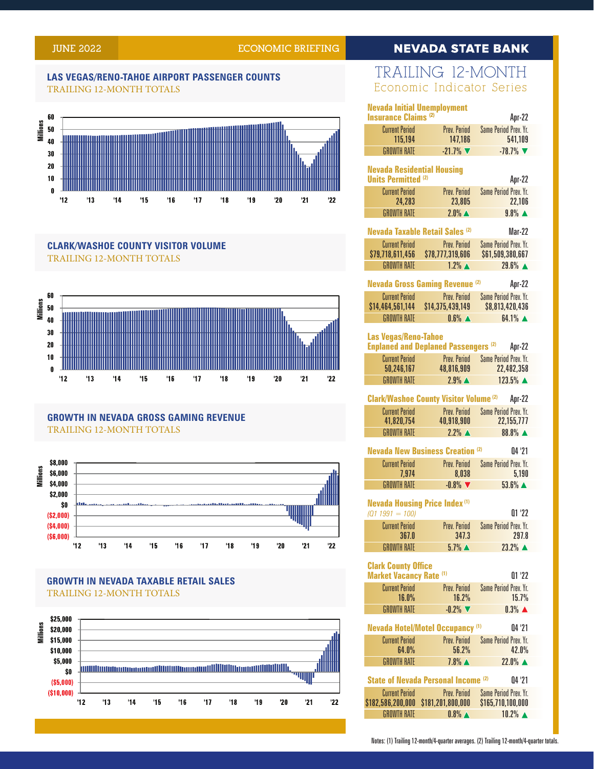JUNE 2022 ECONOMIC BRIEFING

## NEVADA STATE BANK

### LAS VEGAS/RENO-TAHOE AIRPORT PASSENGER COUNTS
TRAILING 12-MONTH TOTALS

### CLARK/WASHOE COUNTY VISITOR VOLUME
TRAILING 12-MONTH TOTALS

### GROWTH IN NEVADA GROSS GAMING REVENUE
TRAILING 12-MONTH TOTALS

### GROWTH IN NEVADA TAXABLE RETAIL SALES
TRAILING 12-MONTH TOTALS

## TRAILING 12-MONTH
### Economic Indicator Series

**Nevada Initial Unemployment Insurance Claims** (2) — Apr-22

| Current Period | Prev. Period | Same Period Prev. Yr. |
|---|---|---|
| 115,194 | 147,186 | 541,109 |
| GROWTH RATE | -21.7% ▼ | -78.7% ▼ |

**Nevada Residential Housing Units Permitted** (2) — Apr-22

| Current Period | Prev. Period | Same Period Prev. Yr. |
|---|---|---|
| 24,283 | 23,805 | 22,106 |
| GROWTH RATE | 2.0% ▲ | 9.8% ▲ |

**Nevada Taxable Retail Sales** (2) — Mar-22

| Current Period | Prev. Period | Same Period Prev. Yr. |
|---|---|---|
| $79,718,611,456 | $78,777,319,606 | $61,509,380,667 |
| GROWTH RATE | 1.2% ▲ | 29.6% ▲ |

**Nevada Gross Gaming Revenue** (2) — Apr-22

| Current Period | Prev. Period | Same Period Prev. Yr. |
|---|---|---|
| $14,464,561,144 | $14,375,439,149 | $8,813,420,436 |
| GROWTH RATE | 0.6% ▲ | 64.1% ▲ |

**Las Vegas/Reno-Tahoe Enplaned and Deplaned Passengers** (2) — Apr-22

| Current Period | Prev. Period | Same Period Prev. Yr. |
|---|---|---|
| 50,246,167 | 48,816,909 | 22,482,358 |
| GROWTH RATE | 2.9% ▲ | 123.5% ▲ |

**Clark/Washoe County Visitor Volume** (2) — Apr-22

| Current Period | Prev. Period | Same Period Prev. Yr. |
|---|---|---|
| 41,820,754 | 40,918,900 | 22,155,777 |
| GROWTH RATE | 2.2% ▲ | 88.8% ▲ |

**Nevada New Business Creation** (2) — Q4 '21

| Current Period | Prev. Period | Same Period Prev. Yr. |
|---|---|---|
| 7,974 | 8,038 | 5,190 |
| GROWTH RATE | -0.8% ▼ | 53.6% ▲ |

**Nevada Housing Price Index** (1) *(Q1 1991 = 100)* — Q1 '22

| Current Period | Prev. Period | Same Period Prev. Yr. |
|---|---|---|
| 367.0 | 347.3 | 297.8 |
| GROWTH RATE | 5.7% ▲ | 23.2% ▲ |

**Clark County Office Market Vacancy Rate** (1) — Q1 '22

| Current Period | Prev. Period | Same Period Prev. Yr. |
|---|---|---|
| 16.0% | 16.2% | 15.7% |
| GROWTH RATE | -0.2% ▼ | 0.3% ▲ |

**Nevada Hotel/Motel Occupancy** (1) — Q4 '21

| Current Period | Prev. Period | Same Period Prev. Yr. |
|---|---|---|
| 64.0% | 56.2% | 42.0% |
| GROWTH RATE | 7.8% ▲ | 22.0% ▲ |

**State of Nevada Personal Income** (2) — Q4 '21

| Current Period | Prev. Period | Same Period Prev. Yr. |
|---|---|---|
| $182,586,200,000 | $181,201,800,000 | $165,710,100,000 |
| GROWTH RATE | 0.8% ▲ | 10.2% ▲ |

Notes: (1) Trailing 12-month/4-quarter averages. (2) Trailing 12-month/4-quarter totals.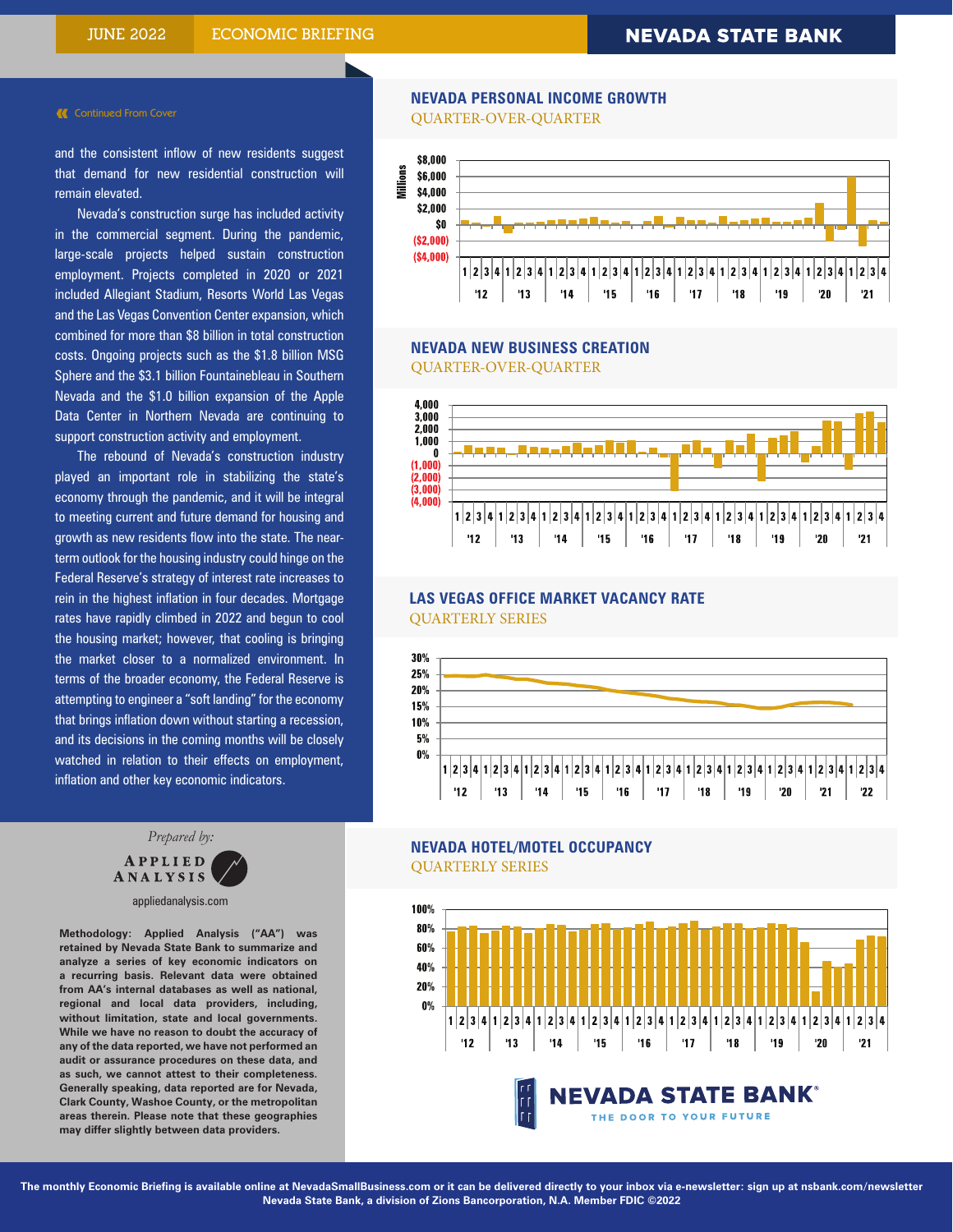« Continued From Cover

and the consistent inflow of new residents suggest that demand for new residential construction will remain elevated.

Nevada's construction surge has included activity in the commercial segment. During the pandemic, large-scale projects helped sustain construction employment. Projects completed in 2020 or 2021 included Allegiant Stadium, Resorts World Las Vegas and the Las Vegas Convention Center expansion, which combined for more than $8 billion in total construction costs. Ongoing projects such as the $1.8 billion MSG Sphere and the $3.1 billion Fountainebleau in Southern Nevada and the $1.0 billion expansion of the Apple Data Center in Northern Nevada are continuing to support construction activity and employment.

The rebound of Nevada's construction industry played an important role in stabilizing the state's economy through the pandemic, and it will be integral to meeting current and future demand for housing and growth as new residents flow into the state. The near-term outlook for the housing industry could hinge on the Federal Reserve's strategy of interest rate increases to rein in the highest inflation in four decades. Mortgage rates have rapidly climbed in 2022 and begun to cool the housing market; however, that cooling is bringing the market closer to a normalized environment. In terms of the broader economy, the Federal Reserve is attempting to engineer a "soft landing" for the economy that brings inflation down without starting a recession, and its decisions in the coming months will be closely watched in relation to their effects on employment, inflation and other key economic indicators.

*Prepared by:*

APPLIED ANALYSIS

appliedanalysis.com

**Methodology: Applied Analysis ("AA") was retained by Nevada State Bank to summarize and analyze a series of key economic indicators on a recurring basis. Relevant data were obtained from AA's internal databases as well as national, regional and local data providers, including, without limitation, state and local governments. While we have no reason to doubt the accuracy of any of the data reported, we have not performed an audit or assurance procedures on these data, and as such, we cannot attest to their completeness. Generally speaking, data reported are for Nevada, Clark County, Washoe County, or the metropolitan areas therein. Please note that these geographies may differ slightly between data providers.**

## NEVADA PERSONAL INCOME GROWTH
QUARTER-OVER-QUARTER

Millions
$8,000
$6,000
$4,000
$2,000
$0
($2,000)
($4,000)
1 2 3 4 (per year)
'12 '13 '14 '15 '16 '17 '18 '19 '20 '21

## NEVADA NEW BUSINESS CREATION
QUARTER-OVER-QUARTER

4,000
3,000
2,000
1,000
0
(1,000)
(2,000)
(3,000)
(4,000)
1 2 3 4 (per year)
'12 '13 '14 '15 '16 '17 '18 '19 '20 '21

## LAS VEGAS OFFICE MARKET VACANCY RATE
QUARTERLY SERIES

30%
25%
20%
15%
10%
5%
0%
1 2 3 4 (per year)
'12 '13 '14 '15 '16 '17 '18 '19 '20 '21 '22

## NEVADA HOTEL/MOTEL OCCUPANCY
QUARTERLY SERIES

100%
80%
60%
40%
20%
0%
1 2 3 4 (per year)
'12 '13 '14 '15 '16 '17 '18 '19 '20 '21

NEVADA STATE BANK®
THE DOOR TO YOUR FUTURE

The monthly Economic Briefing is available online at NevadaSmallBusiness.com or it can be delivered directly to your inbox via e-newsletter: sign up at nsbank.com/newsletter
Nevada State Bank, a division of Zions Bancorporation, N.A. Member FDIC ©2022